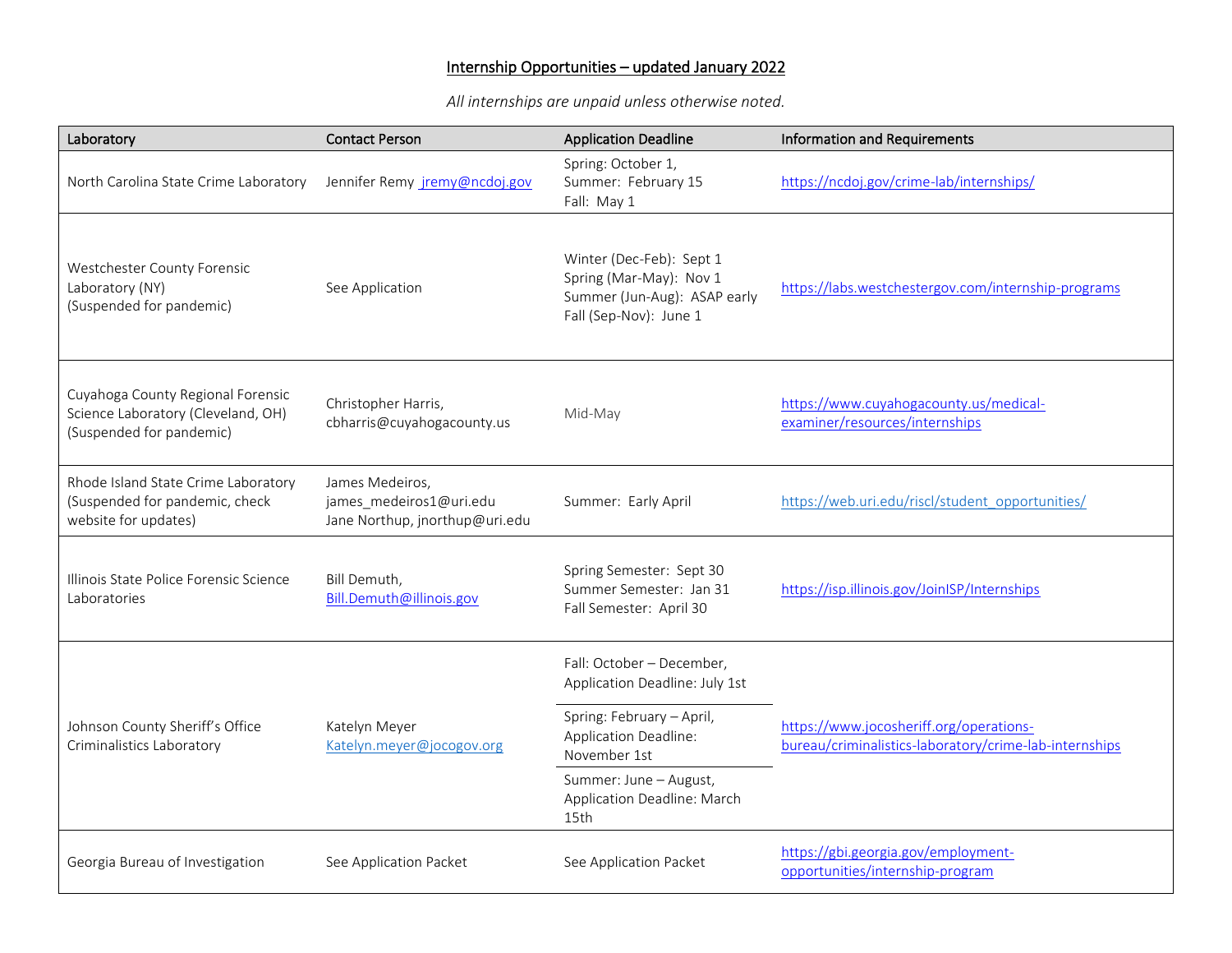# Internship Opportunities – updated January 2022

*All internships are unpaid unless otherwise noted.*

| Laboratory | Contact Person | Application Deadline | Information and Requirements |
|---|---|---|---|
| North Carolina State Crime Laboratory | Jennifer Remy jremy@ncdoj.gov | Spring: October 1,<br>Summer: February 15<br>Fall: May 1 | https://ncdoj.gov/crime-lab/internships/ |
| Westchester County Forensic Laboratory (NY)<br>(Suspended for pandemic) | See Application | Winter (Dec-Feb): Sept 1<br>Spring (Mar-May): Nov 1<br>Summer (Jun-Aug): ASAP early<br>Fall (Sep-Nov): June 1 | https://labs.westchestergov.com/internship-programs |
| Cuyahoga County Regional Forensic Science Laboratory (Cleveland, OH)<br>(Suspended for pandemic) | Christopher Harris, cbharris@cuyahogacounty.us | Mid-May | https://www.cuyahogacounty.us/medical-examiner/resources/internships |
| Rhode Island State Crime Laboratory (Suspended for pandemic, check website for updates) | James Medeiros, james_medeiros1@uri.edu<br>Jane Northup, jnorthup@uri.edu | Summer: Early April | https://web.uri.edu/riscl/student_opportunities/ |
| Illinois State Police Forensic Science Laboratories | Bill Demuth, Bill.Demuth@illinois.gov | Spring Semester: Sept 30<br>Summer Semester: Jan 31<br>Fall Semester: April 30 | https://isp.illinois.gov/JoinISP/Internships |
| Johnson County Sheriff's Office Criminalistics Laboratory | Katelyn Meyer Katelyn.meyer@jocogov.org | Fall: October – December, Application Deadline: July 1st<br>Spring: February – April, Application Deadline: November 1st<br>Summer: June – August, Application Deadline: March 15th | https://www.jocosheriff.org/operations-bureau/criminalistics-laboratory/crime-lab-internships |
| Georgia Bureau of Investigation | See Application Packet | See Application Packet | https://gbi.georgia.gov/employment-opportunities/internship-program |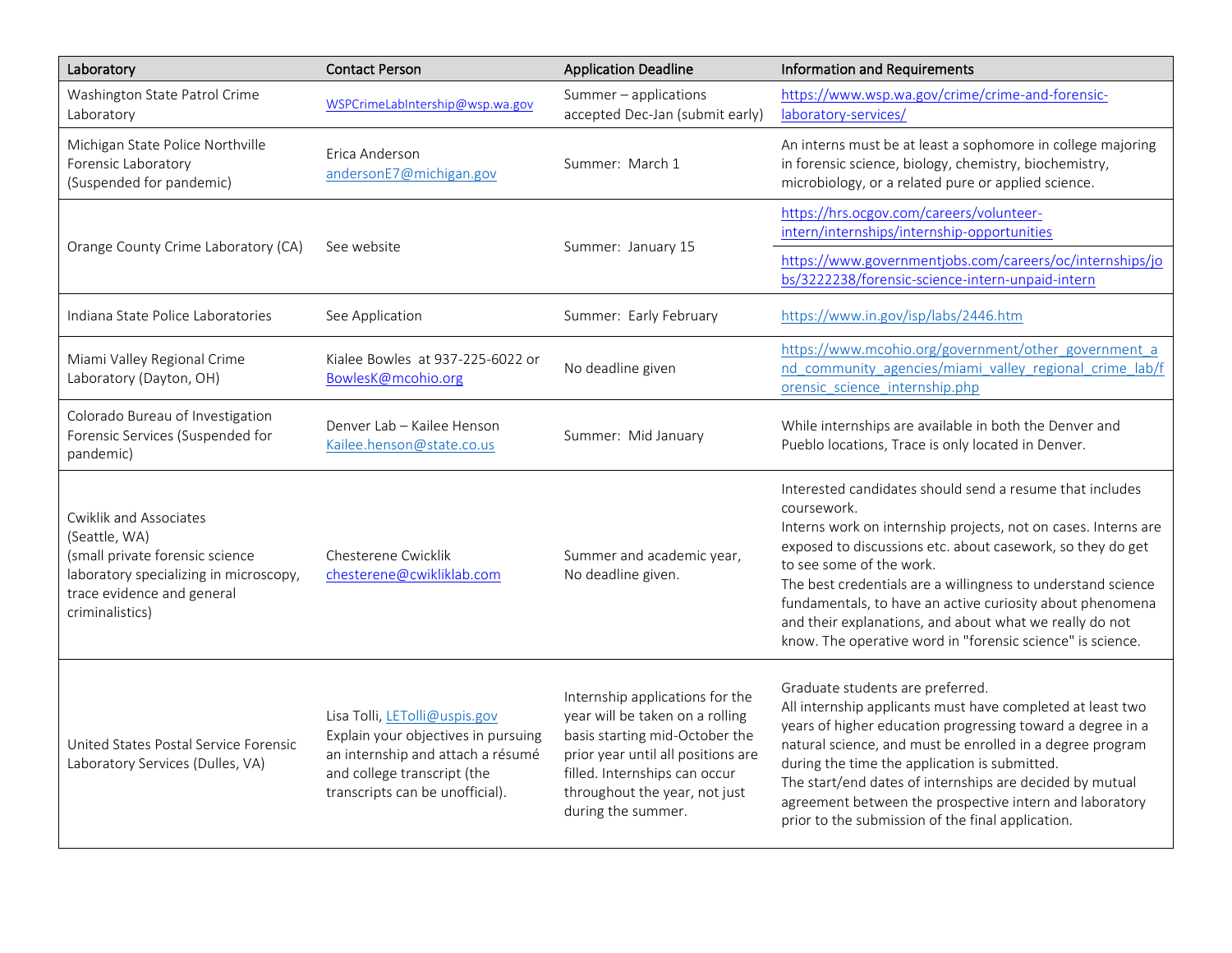| Laboratory | Contact Person | Application Deadline | Information and Requirements |
|---|---|---|---|
| Washington State Patrol Crime Laboratory | WSPCrimeLabIntership@wsp.wa.gov | Summer – applications accepted Dec-Jan (submit early) | https://www.wsp.wa.gov/crime/crime-and-forensic-laboratory-services/ |
| Michigan State Police Northville Forensic Laboratory (Suspended for pandemic) | Erica Anderson andersonE7@michigan.gov | Summer: March 1 | An interns must be at least a sophomore in college majoring in forensic science, biology, chemistry, biochemistry, microbiology, or a related pure or applied science. |
| Orange County Crime Laboratory (CA) | See website | Summer: January 15 | https://hrs.ocgov.com/careers/volunteer-intern/internships/internship-opportunities<br>https://www.governmentjobs.com/careers/oc/internships/jobs/3222238/forensic-science-intern-unpaid-intern |
| Indiana State Police Laboratories | See Application | Summer: Early February | https://www.in.gov/isp/labs/2446.htm |
| Miami Valley Regional Crime Laboratory (Dayton, OH) | Kialee Bowles at 937-225-6022 or BowlesK@mcohio.org | No deadline given | https://www.mcohio.org/government/other_government_and_community_agencies/miami_valley_regional_crime_lab/forensic_science_internship.php |
| Colorado Bureau of Investigation Forensic Services (Suspended for pandemic) | Denver Lab – Kailee Henson Kailee.henson@state.co.us | Summer: Mid January | While internships are available in both the Denver and Pueblo locations, Trace is only located in Denver. |
| Cwiklik and Associates (Seattle, WA) (small private forensic science laboratory specializing in microscopy, trace evidence and general criminalistics) | Chesterene Cwicklik chesterene@cwikliklab.com | Summer and academic year, No deadline given. | Interested candidates should send a resume that includes coursework.<br>Interns work on internship projects, not on cases. Interns are exposed to discussions etc. about casework, so they do get to see some of the work.<br>The best credentials are a willingness to understand science fundamentals, to have an active curiosity about phenomena and their explanations, and about what we really do not know. The operative word in "forensic science" is science. |
| United States Postal Service Forensic Laboratory Services (Dulles, VA) | Lisa Tolli, LETolli@uspis.gov Explain your objectives in pursuing an internship and attach a résumé and college transcript (the transcripts can be unofficial). | Internship applications for the year will be taken on a rolling basis starting mid-October the prior year until all positions are filled. Internships can occur throughout the year, not just during the summer. | Graduate students are preferred.<br>All internship applicants must have completed at least two years of higher education progressing toward a degree in a natural science, and must be enrolled in a degree program during the time the application is submitted.<br>The start/end dates of internships are decided by mutual agreement between the prospective intern and laboratory prior to the submission of the final application. |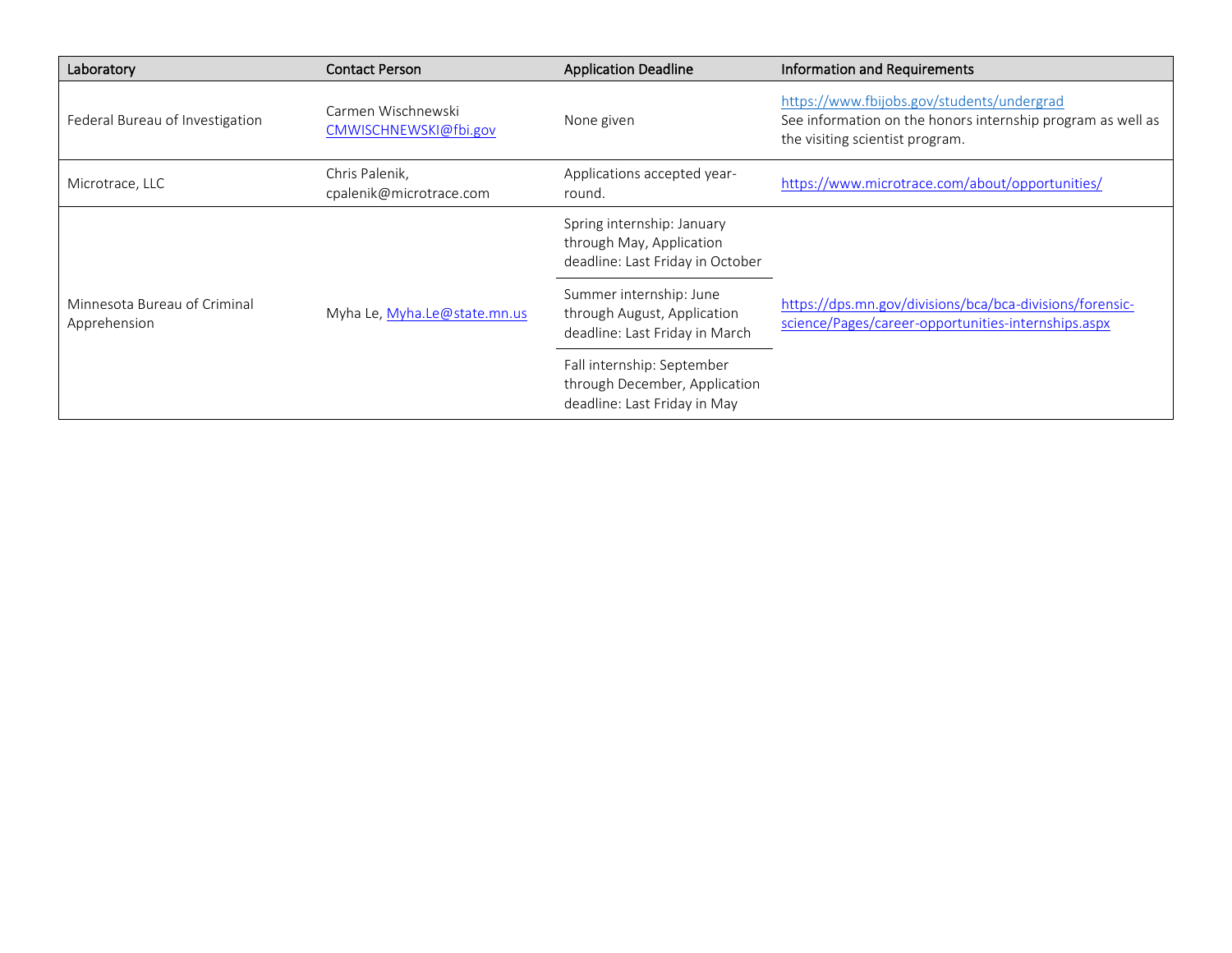| Laboratory | Contact Person | Application Deadline | Information and Requirements |
|---|---|---|---|
| Federal Bureau of Investigation | Carmen Wischnewski CMWISCHNEWSKI@fbi.gov | None given | https://www.fbijobs.gov/students/undergrad See information on the honors internship program as well as the visiting scientist program. |
| Microtrace, LLC | Chris Palenik, cpalenik@microtrace.com | Applications accepted year-round. | https://www.microtrace.com/about/opportunities/ |
| Minnesota Bureau of Criminal Apprehension | Myha Le, Myha.Le@state.mn.us | Spring internship: January through May, Application deadline: Last Friday in October | https://dps.mn.gov/divisions/bca/bca-divisions/forensic-science/Pages/career-opportunities-internships.aspx |
| | | Summer internship: June through August, Application deadline: Last Friday in March | |
| | | Fall internship: September through December, Application deadline: Last Friday in May | |